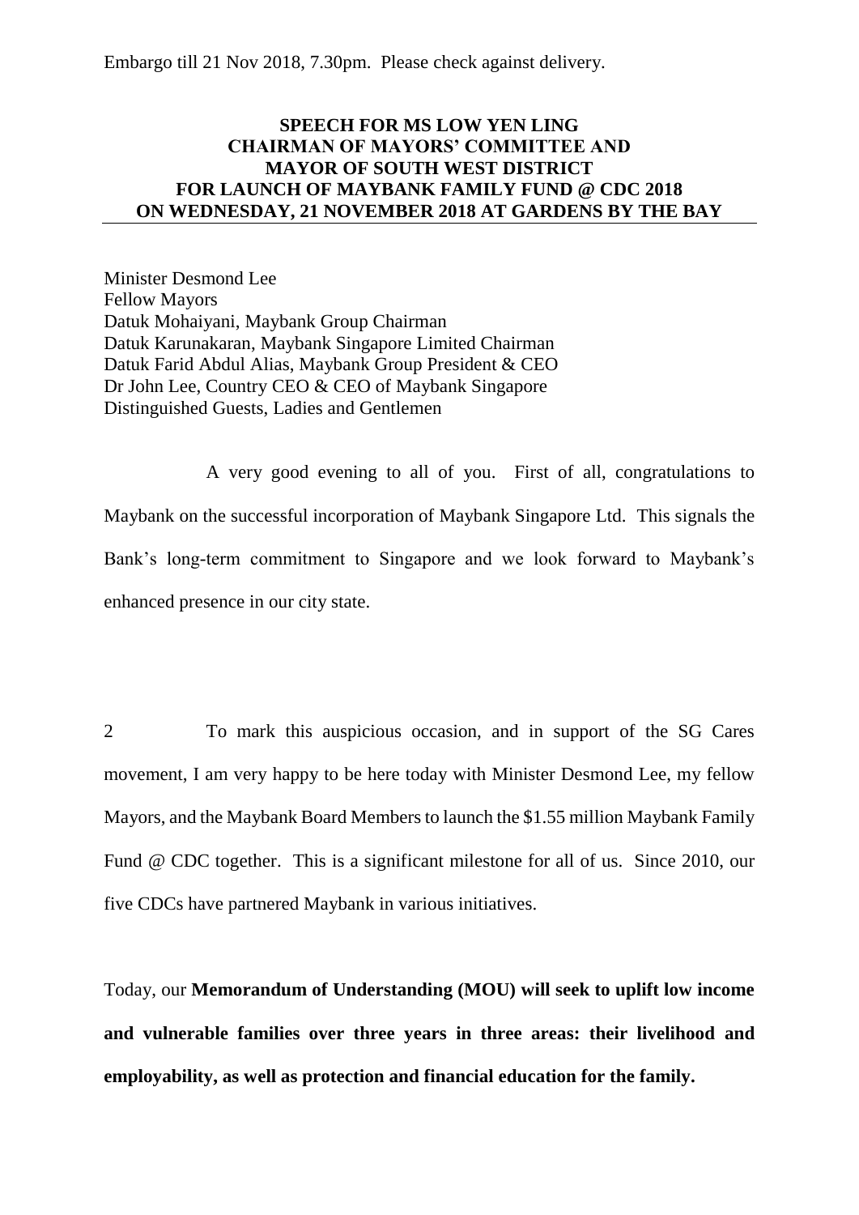Embargo till 21 Nov 2018, 7.30pm. Please check against delivery.

**SPEECH FOR MS LOW YEN LING**
**CHAIRMAN OF MAYORS' COMMITTEE AND**
**MAYOR OF SOUTH WEST DISTRICT**
**FOR LAUNCH OF MAYBANK FAMILY FUND @ CDC 2018**
**ON WEDNESDAY, 21 NOVEMBER 2018 AT GARDENS BY THE BAY**

Minister Desmond Lee
Fellow Mayors
Datuk Mohaiyani, Maybank Group Chairman
Datuk Karunakaran, Maybank Singapore Limited Chairman
Datuk Farid Abdul Alias, Maybank Group President & CEO
Dr John Lee, Country CEO & CEO of Maybank Singapore
Distinguished Guests, Ladies and Gentlemen

A very good evening to all of you. First of all, congratulations to Maybank on the successful incorporation of Maybank Singapore Ltd. This signals the Bank's long-term commitment to Singapore and we look forward to Maybank's enhanced presence in our city state.

2 To mark this auspicious occasion, and in support of the SG Cares movement, I am very happy to be here today with Minister Desmond Lee, my fellow Mayors, and the Maybank Board Members to launch the $1.55 million Maybank Family Fund @ CDC together. This is a significant milestone for all of us. Since 2010, our five CDCs have partnered Maybank in various initiatives.

Today, our **Memorandum of Understanding (MOU) will seek to uplift low income and vulnerable families over three years in three areas: their livelihood and employability, as well as protection and financial education for the family.**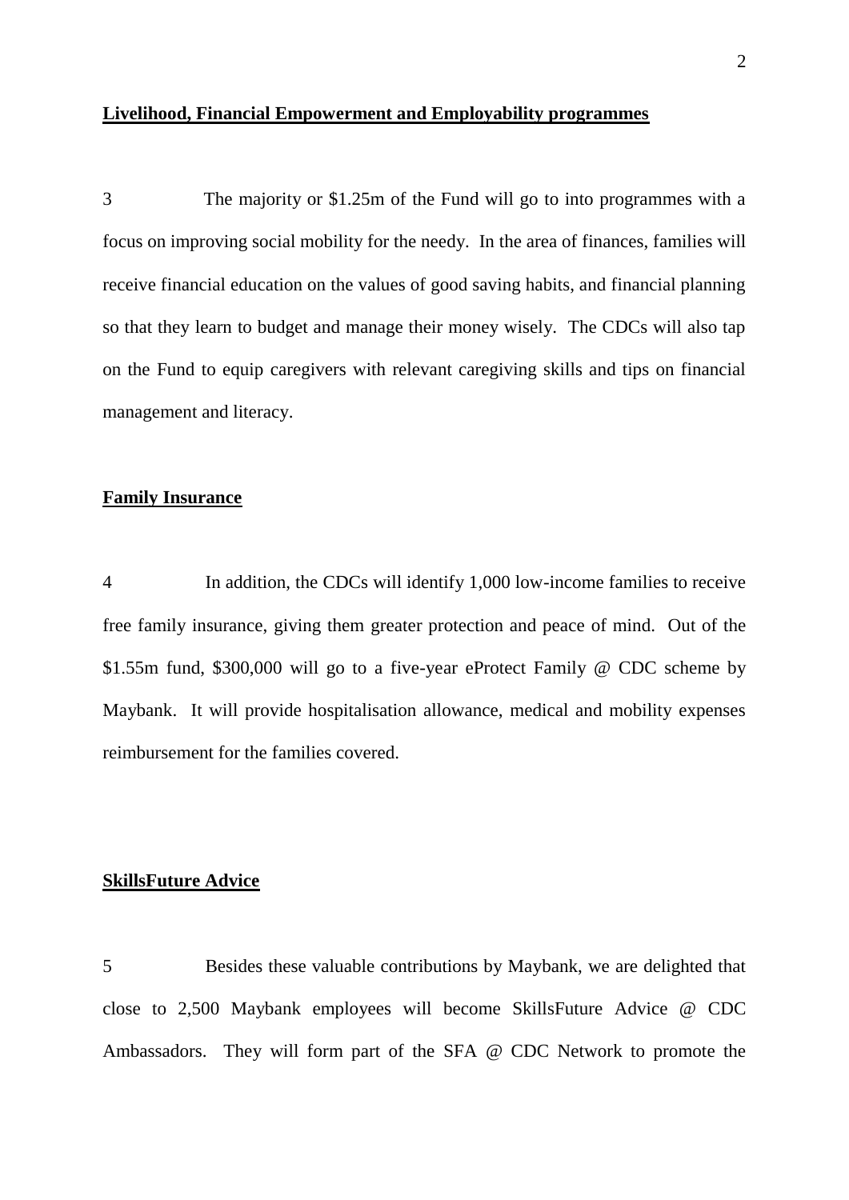**Livelihood, Financial Empowerment and Employability programmes**

3 The majority or $1.25m of the Fund will go to into programmes with a focus on improving social mobility for the needy. In the area of finances, families will receive financial education on the values of good saving habits, and financial planning so that they learn to budget and manage their money wisely. The CDCs will also tap on the Fund to equip caregivers with relevant caregiving skills and tips on financial management and literacy.

**Family Insurance**

4 In addition, the CDCs will identify 1,000 low-income families to receive free family insurance, giving them greater protection and peace of mind. Out of the $1.55m fund, $300,000 will go to a five-year eProtect Family @ CDC scheme by Maybank. It will provide hospitalisation allowance, medical and mobility expenses reimbursement for the families covered.

**SkillsFuture Advice**

5 Besides these valuable contributions by Maybank, we are delighted that close to 2,500 Maybank employees will become SkillsFuture Advice @ CDC Ambassadors. They will form part of the SFA @ CDC Network to promote the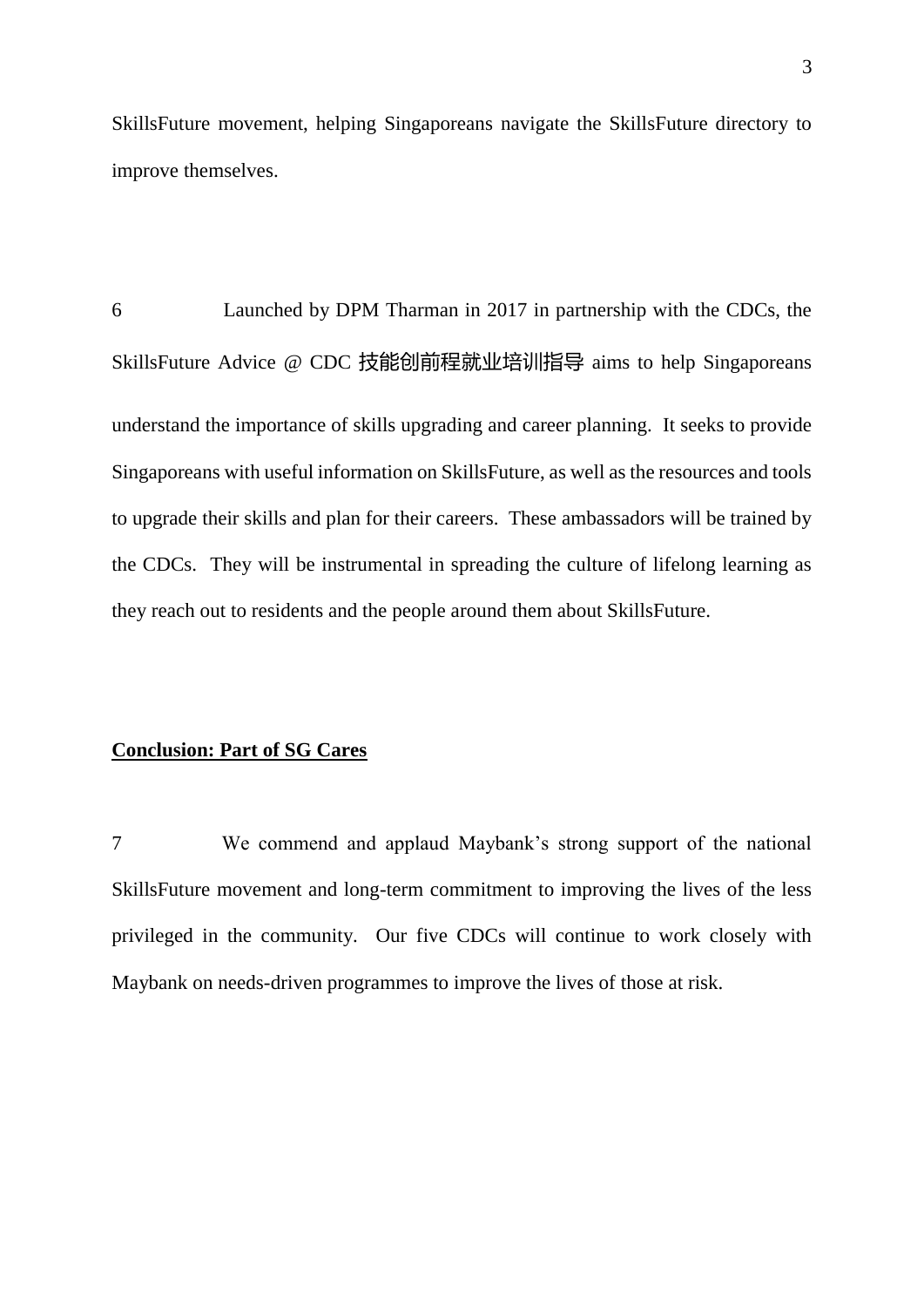SkillsFuture movement, helping Singaporeans navigate the SkillsFuture directory to improve themselves.

6 Launched by DPM Tharman in 2017 in partnership with the CDCs, the SkillsFuture Advice @ CDC 技能创前程就业培训指导 aims to help Singaporeans understand the importance of skills upgrading and career planning. It seeks to provide Singaporeans with useful information on SkillsFuture, as well as the resources and tools to upgrade their skills and plan for their careers. These ambassadors will be trained by the CDCs. They will be instrumental in spreading the culture of lifelong learning as they reach out to residents and the people around them about SkillsFuture.

**Conclusion: Part of SG Cares**

7 We commend and applaud Maybank's strong support of the national SkillsFuture movement and long-term commitment to improving the lives of the less privileged in the community. Our five CDCs will continue to work closely with Maybank on needs-driven programmes to improve the lives of those at risk.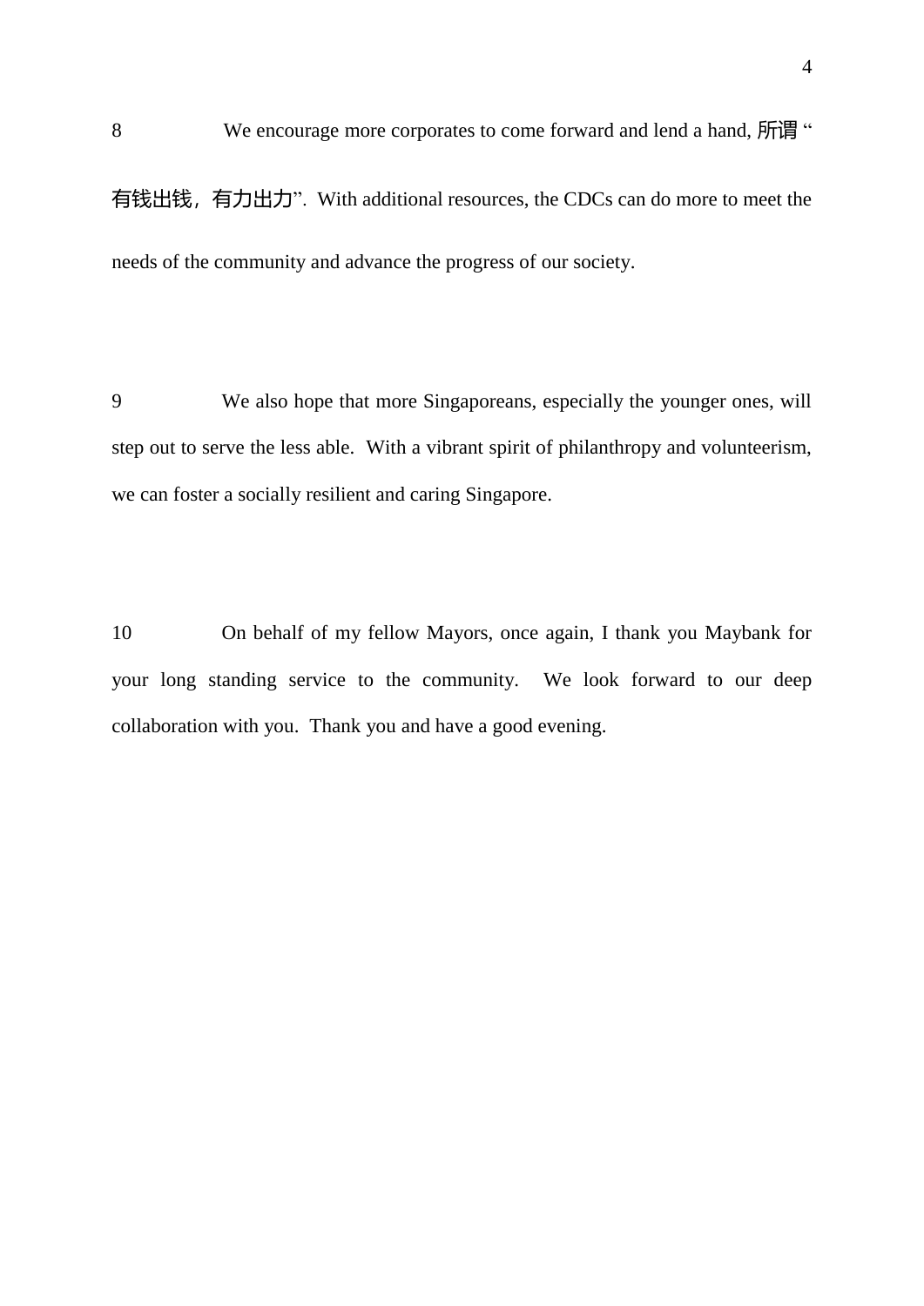8 We encourage more corporates to come forward and lend a hand, 所谓 "有钱出钱，有力出力". With additional resources, the CDCs can do more to meet the needs of the community and advance the progress of our society.

9 We also hope that more Singaporeans, especially the younger ones, will step out to serve the less able. With a vibrant spirit of philanthropy and volunteerism, we can foster a socially resilient and caring Singapore.

10 On behalf of my fellow Mayors, once again, I thank you Maybank for your long standing service to the community. We look forward to our deep collaboration with you. Thank you and have a good evening.